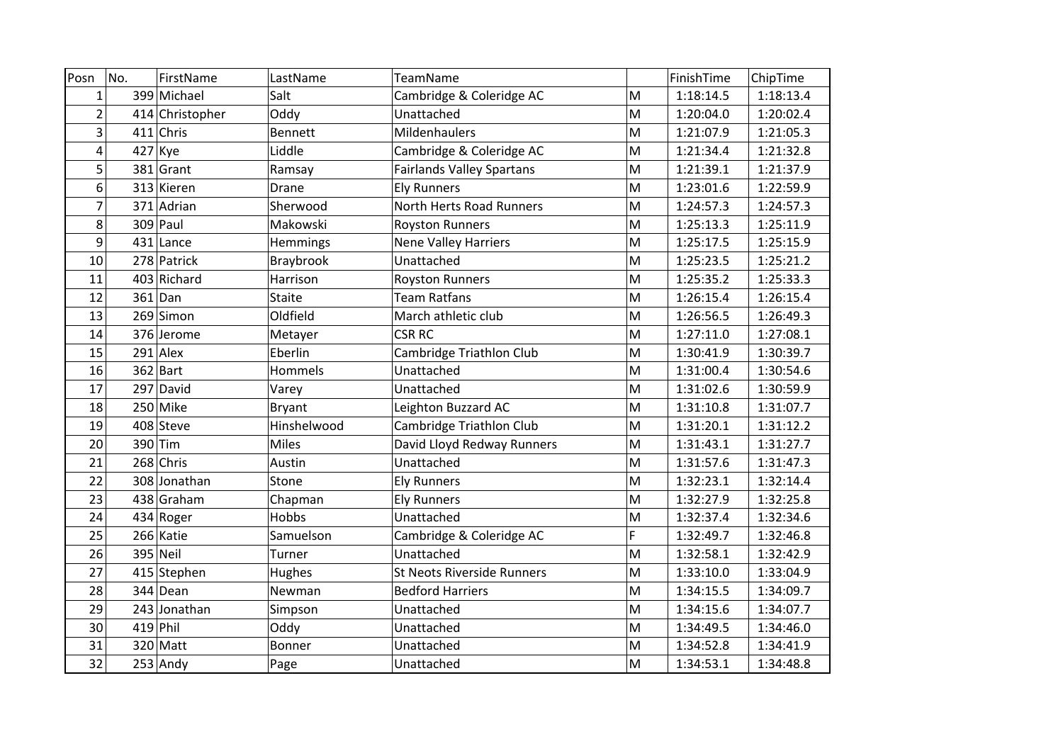| Posn | No. | FirstName | LastName | TeamName | | FinishTime | ChipTime |
|---|---|---|---|---|---|---|---|
| 1 | 399 | Michael | Salt | Cambridge & Coleridge AC | M | 1:18:14.5 | 1:18:13.4 |
| 2 | 414 | Christopher | Oddy | Unattached | M | 1:20:04.0 | 1:20:02.4 |
| 3 | 411 | Chris | Bennett | Mildenhaulers | M | 1:21:07.9 | 1:21:05.3 |
| 4 | 427 | Kye | Liddle | Cambridge & Coleridge AC | M | 1:21:34.4 | 1:21:32.8 |
| 5 | 381 | Grant | Ramsay | Fairlands Valley Spartans | M | 1:21:39.1 | 1:21:37.9 |
| 6 | 313 | Kieren | Drane | Ely Runners | M | 1:23:01.6 | 1:22:59.9 |
| 7 | 371 | Adrian | Sherwood | North Herts Road Runners | M | 1:24:57.3 | 1:24:57.3 |
| 8 | 309 | Paul | Makowski | Royston Runners | M | 1:25:13.3 | 1:25:11.9 |
| 9 | 431 | Lance | Hemmings | Nene Valley Harriers | M | 1:25:17.5 | 1:25:15.9 |
| 10 | 278 | Patrick | Braybrook | Unattached | M | 1:25:23.5 | 1:25:21.2 |
| 11 | 403 | Richard | Harrison | Royston Runners | M | 1:25:35.2 | 1:25:33.3 |
| 12 | 361 | Dan | Staite | Team Ratfans | M | 1:26:15.4 | 1:26:15.4 |
| 13 | 269 | Simon | Oldfield | March athletic club | M | 1:26:56.5 | 1:26:49.3 |
| 14 | 376 | Jerome | Metayer | CSR RC | M | 1:27:11.0 | 1:27:08.1 |
| 15 | 291 | Alex | Eberlin | Cambridge Triathlon Club | M | 1:30:41.9 | 1:30:39.7 |
| 16 | 362 | Bart | Hommels | Unattached | M | 1:31:00.4 | 1:30:54.6 |
| 17 | 297 | David | Varey | Unattached | M | 1:31:02.6 | 1:30:59.9 |
| 18 | 250 | Mike | Bryant | Leighton Buzzard AC | M | 1:31:10.8 | 1:31:07.7 |
| 19 | 408 | Steve | Hinshelwood | Cambridge Triathlon Club | M | 1:31:20.1 | 1:31:12.2 |
| 20 | 390 | Tim | Miles | David Lloyd Redway Runners | M | 1:31:43.1 | 1:31:27.7 |
| 21 | 268 | Chris | Austin | Unattached | M | 1:31:57.6 | 1:31:47.3 |
| 22 | 308 | Jonathan | Stone | Ely Runners | M | 1:32:23.1 | 1:32:14.4 |
| 23 | 438 | Graham | Chapman | Ely Runners | M | 1:32:27.9 | 1:32:25.8 |
| 24 | 434 | Roger | Hobbs | Unattached | M | 1:32:37.4 | 1:32:34.6 |
| 25 | 266 | Katie | Samuelson | Cambridge & Coleridge AC | F | 1:32:49.7 | 1:32:46.8 |
| 26 | 395 | Neil | Turner | Unattached | M | 1:32:58.1 | 1:32:42.9 |
| 27 | 415 | Stephen | Hughes | St Neots Riverside Runners | M | 1:33:10.0 | 1:33:04.9 |
| 28 | 344 | Dean | Newman | Bedford Harriers | M | 1:34:15.5 | 1:34:09.7 |
| 29 | 243 | Jonathan | Simpson | Unattached | M | 1:34:15.6 | 1:34:07.7 |
| 30 | 419 | Phil | Oddy | Unattached | M | 1:34:49.5 | 1:34:46.0 |
| 31 | 320 | Matt | Bonner | Unattached | M | 1:34:52.8 | 1:34:41.9 |
| 32 | 253 | Andy | Page | Unattached | M | 1:34:53.1 | 1:34:48.8 |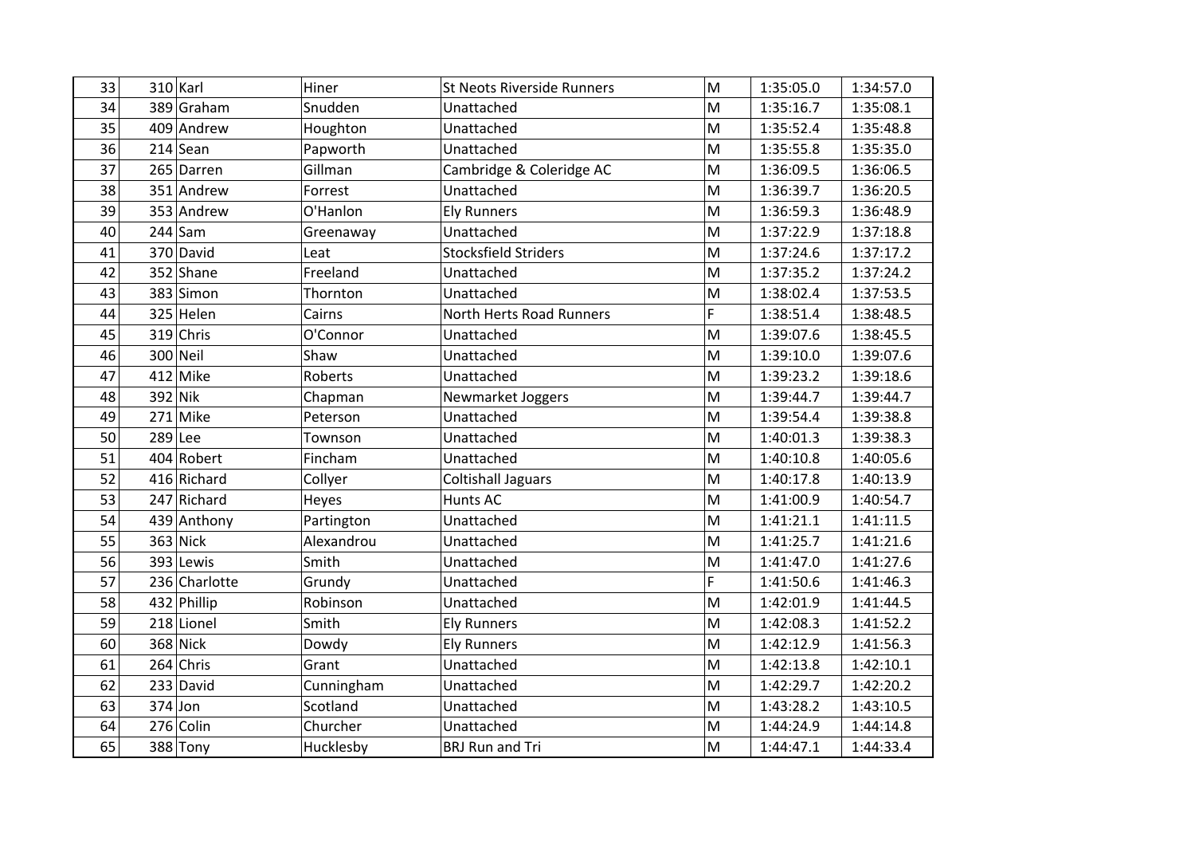| 33 | 310 | Karl | Hiner | St Neots Riverside Runners | M | 1:35:05.0 | 1:34:57.0 |
|---|---|---|---|---|---|---|---|
| 34 | 389 | Graham | Snudden | Unattached | M | 1:35:16.7 | 1:35:08.1 |
| 35 | 409 | Andrew | Houghton | Unattached | M | 1:35:52.4 | 1:35:48.8 |
| 36 | 214 | Sean | Papworth | Unattached | M | 1:35:55.8 | 1:35:35.0 |
| 37 | 265 | Darren | Gillman | Cambridge & Coleridge AC | M | 1:36:09.5 | 1:36:06.5 |
| 38 | 351 | Andrew | Forrest | Unattached | M | 1:36:39.7 | 1:36:20.5 |
| 39 | 353 | Andrew | O'Hanlon | Ely Runners | M | 1:36:59.3 | 1:36:48.9 |
| 40 | 244 | Sam | Greenaway | Unattached | M | 1:37:22.9 | 1:37:18.8 |
| 41 | 370 | David | Leat | Stocksfield Striders | M | 1:37:24.6 | 1:37:17.2 |
| 42 | 352 | Shane | Freeland | Unattached | M | 1:37:35.2 | 1:37:24.2 |
| 43 | 383 | Simon | Thornton | Unattached | M | 1:38:02.4 | 1:37:53.5 |
| 44 | 325 | Helen | Cairns | North Herts Road Runners | F | 1:38:51.4 | 1:38:48.5 |
| 45 | 319 | Chris | O'Connor | Unattached | M | 1:39:07.6 | 1:38:45.5 |
| 46 | 300 | Neil | Shaw | Unattached | M | 1:39:10.0 | 1:39:07.6 |
| 47 | 412 | Mike | Roberts | Unattached | M | 1:39:23.2 | 1:39:18.6 |
| 48 | 392 | Nik | Chapman | Newmarket Joggers | M | 1:39:44.7 | 1:39:44.7 |
| 49 | 271 | Mike | Peterson | Unattached | M | 1:39:54.4 | 1:39:38.8 |
| 50 | 289 | Lee | Townson | Unattached | M | 1:40:01.3 | 1:39:38.3 |
| 51 | 404 | Robert | Fincham | Unattached | M | 1:40:10.8 | 1:40:05.6 |
| 52 | 416 | Richard | Collyer | Coltishall Jaguars | M | 1:40:17.8 | 1:40:13.9 |
| 53 | 247 | Richard | Heyes | Hunts AC | M | 1:41:00.9 | 1:40:54.7 |
| 54 | 439 | Anthony | Partington | Unattached | M | 1:41:21.1 | 1:41:11.5 |
| 55 | 363 | Nick | Alexandrou | Unattached | M | 1:41:25.7 | 1:41:21.6 |
| 56 | 393 | Lewis | Smith | Unattached | M | 1:41:47.0 | 1:41:27.6 |
| 57 | 236 | Charlotte | Grundy | Unattached | F | 1:41:50.6 | 1:41:46.3 |
| 58 | 432 | Phillip | Robinson | Unattached | M | 1:42:01.9 | 1:41:44.5 |
| 59 | 218 | Lionel | Smith | Ely Runners | M | 1:42:08.3 | 1:41:52.2 |
| 60 | 368 | Nick | Dowdy | Ely Runners | M | 1:42:12.9 | 1:41:56.3 |
| 61 | 264 | Chris | Grant | Unattached | M | 1:42:13.8 | 1:42:10.1 |
| 62 | 233 | David | Cunningham | Unattached | M | 1:42:29.7 | 1:42:20.2 |
| 63 | 374 | Jon | Scotland | Unattached | M | 1:43:28.2 | 1:43:10.5 |
| 64 | 276 | Colin | Churcher | Unattached | M | 1:44:24.9 | 1:44:14.8 |
| 65 | 388 | Tony | Hucklesby | BRJ Run and Tri | M | 1:44:47.1 | 1:44:33.4 |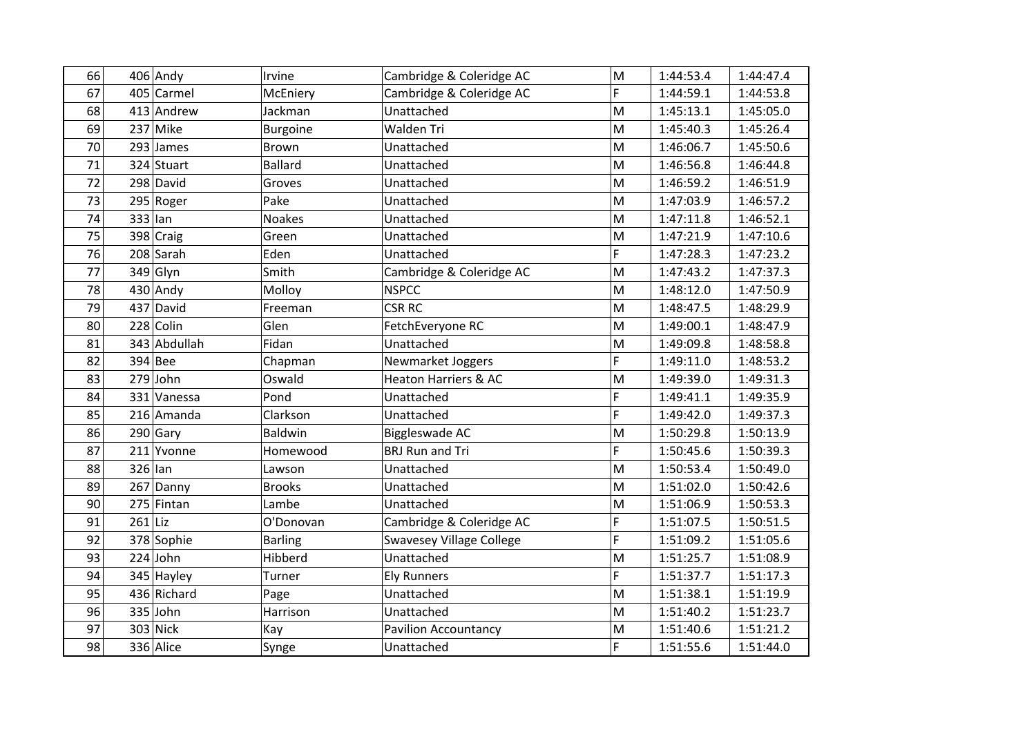| | | | | | | | |
|---|---|---|---|---|---|---|---|
| 66 | 406 | Andy | Irvine | Cambridge & Coleridge AC | M | 1:44:53.4 | 1:44:47.4 |
| 67 | 405 | Carmel | McEniery | Cambridge & Coleridge AC | F | 1:44:59.1 | 1:44:53.8 |
| 68 | 413 | Andrew | Jackman | Unattached | M | 1:45:13.1 | 1:45:05.0 |
| 69 | 237 | Mike | Burgoine | Walden Tri | M | 1:45:40.3 | 1:45:26.4 |
| 70 | 293 | James | Brown | Unattached | M | 1:46:06.7 | 1:45:50.6 |
| 71 | 324 | Stuart | Ballard | Unattached | M | 1:46:56.8 | 1:46:44.8 |
| 72 | 298 | David | Groves | Unattached | M | 1:46:59.2 | 1:46:51.9 |
| 73 | 295 | Roger | Pake | Unattached | M | 1:47:03.9 | 1:46:57.2 |
| 74 | 333 | Ian | Noakes | Unattached | M | 1:47:11.8 | 1:46:52.1 |
| 75 | 398 | Craig | Green | Unattached | M | 1:47:21.9 | 1:47:10.6 |
| 76 | 208 | Sarah | Eden | Unattached | F | 1:47:28.3 | 1:47:23.2 |
| 77 | 349 | Glyn | Smith | Cambridge & Coleridge AC | M | 1:47:43.2 | 1:47:37.3 |
| 78 | 430 | Andy | Molloy | NSPCC | M | 1:48:12.0 | 1:47:50.9 |
| 79 | 437 | David | Freeman | CSR RC | M | 1:48:47.5 | 1:48:29.9 |
| 80 | 228 | Colin | Glen | FetchEveryone RC | M | 1:49:00.1 | 1:48:47.9 |
| 81 | 343 | Abdullah | Fidan | Unattached | M | 1:49:09.8 | 1:48:58.8 |
| 82 | 394 | Bee | Chapman | Newmarket Joggers | F | 1:49:11.0 | 1:48:53.2 |
| 83 | 279 | John | Oswald | Heaton Harriers & AC | M | 1:49:39.0 | 1:49:31.3 |
| 84 | 331 | Vanessa | Pond | Unattached | F | 1:49:41.1 | 1:49:35.9 |
| 85 | 216 | Amanda | Clarkson | Unattached | F | 1:49:42.0 | 1:49:37.3 |
| 86 | 290 | Gary | Baldwin | Biggleswade AC | M | 1:50:29.8 | 1:50:13.9 |
| 87 | 211 | Yvonne | Homewood | BRJ Run and Tri | F | 1:50:45.6 | 1:50:39.3 |
| 88 | 326 | Ian | Lawson | Unattached | M | 1:50:53.4 | 1:50:49.0 |
| 89 | 267 | Danny | Brooks | Unattached | M | 1:51:02.0 | 1:50:42.6 |
| 90 | 275 | Fintan | Lambe | Unattached | M | 1:51:06.9 | 1:50:53.3 |
| 91 | 261 | Liz | O'Donovan | Cambridge & Coleridge AC | F | 1:51:07.5 | 1:50:51.5 |
| 92 | 378 | Sophie | Barling | Swavesey Village College | F | 1:51:09.2 | 1:51:05.6 |
| 93 | 224 | John | Hibberd | Unattached | M | 1:51:25.7 | 1:51:08.9 |
| 94 | 345 | Hayley | Turner | Ely Runners | F | 1:51:37.7 | 1:51:17.3 |
| 95 | 436 | Richard | Page | Unattached | M | 1:51:38.1 | 1:51:19.9 |
| 96 | 335 | John | Harrison | Unattached | M | 1:51:40.2 | 1:51:23.7 |
| 97 | 303 | Nick | Kay | Pavilion Accountancy | M | 1:51:40.6 | 1:51:21.2 |
| 98 | 336 | Alice | Synge | Unattached | F | 1:51:55.6 | 1:51:44.0 |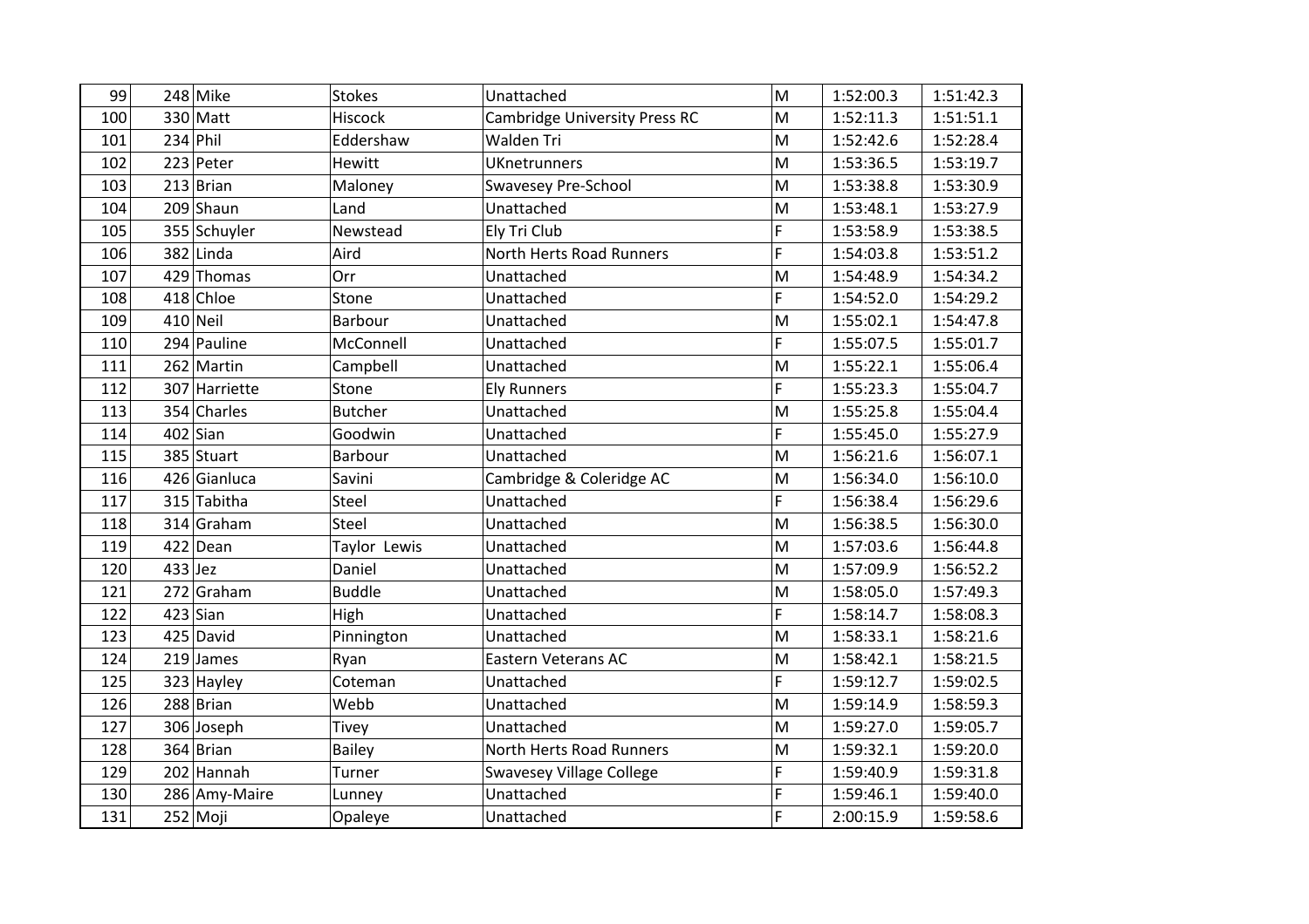| 99 | 248 | Mike | Stokes | Unattached | M | 1:52:00.3 | 1:51:42.3 |
|---|---|---|---|---|---|---|---|
| 100 | 330 | Matt | Hiscock | Cambridge University Press RC | M | 1:52:11.3 | 1:51:51.1 |
| 101 | 234 | Phil | Eddershaw | Walden Tri | M | 1:52:42.6 | 1:52:28.4 |
| 102 | 223 | Peter | Hewitt | UKnetrunners | M | 1:53:36.5 | 1:53:19.7 |
| 103 | 213 | Brian | Maloney | Swavesey Pre-School | M | 1:53:38.8 | 1:53:30.9 |
| 104 | 209 | Shaun | Land | Unattached | M | 1:53:48.1 | 1:53:27.9 |
| 105 | 355 | Schuyler | Newstead | Ely Tri Club | F | 1:53:58.9 | 1:53:38.5 |
| 106 | 382 | Linda | Aird | North Herts Road Runners | F | 1:54:03.8 | 1:53:51.2 |
| 107 | 429 | Thomas | Orr | Unattached | M | 1:54:48.9 | 1:54:34.2 |
| 108 | 418 | Chloe | Stone | Unattached | F | 1:54:52.0 | 1:54:29.2 |
| 109 | 410 | Neil | Barbour | Unattached | M | 1:55:02.1 | 1:54:47.8 |
| 110 | 294 | Pauline | McConnell | Unattached | F | 1:55:07.5 | 1:55:01.7 |
| 111 | 262 | Martin | Campbell | Unattached | M | 1:55:22.1 | 1:55:06.4 |
| 112 | 307 | Harriette | Stone | Ely Runners | F | 1:55:23.3 | 1:55:04.7 |
| 113 | 354 | Charles | Butcher | Unattached | M | 1:55:25.8 | 1:55:04.4 |
| 114 | 402 | Sian | Goodwin | Unattached | F | 1:55:45.0 | 1:55:27.9 |
| 115 | 385 | Stuart | Barbour | Unattached | M | 1:56:21.6 | 1:56:07.1 |
| 116 | 426 | Gianluca | Savini | Cambridge & Coleridge AC | M | 1:56:34.0 | 1:56:10.0 |
| 117 | 315 | Tabitha | Steel | Unattached | F | 1:56:38.4 | 1:56:29.6 |
| 118 | 314 | Graham | Steel | Unattached | M | 1:56:38.5 | 1:56:30.0 |
| 119 | 422 | Dean | Taylor Lewis | Unattached | M | 1:57:03.6 | 1:56:44.8 |
| 120 | 433 | Jez | Daniel | Unattached | M | 1:57:09.9 | 1:56:52.2 |
| 121 | 272 | Graham | Buddle | Unattached | M | 1:58:05.0 | 1:57:49.3 |
| 122 | 423 | Sian | High | Unattached | F | 1:58:14.7 | 1:58:08.3 |
| 123 | 425 | David | Pinnington | Unattached | M | 1:58:33.1 | 1:58:21.6 |
| 124 | 219 | James | Ryan | Eastern Veterans AC | M | 1:58:42.1 | 1:58:21.5 |
| 125 | 323 | Hayley | Coteman | Unattached | F | 1:59:12.7 | 1:59:02.5 |
| 126 | 288 | Brian | Webb | Unattached | M | 1:59:14.9 | 1:58:59.3 |
| 127 | 306 | Joseph | Tivey | Unattached | M | 1:59:27.0 | 1:59:05.7 |
| 128 | 364 | Brian | Bailey | North Herts Road Runners | M | 1:59:32.1 | 1:59:20.0 |
| 129 | 202 | Hannah | Turner | Swavesey Village College | F | 1:59:40.9 | 1:59:31.8 |
| 130 | 286 | Amy-Maire | Lunney | Unattached | F | 1:59:46.1 | 1:59:40.0 |
| 131 | 252 | Moji | Opaleye | Unattached | F | 2:00:15.9 | 1:59:58.6 |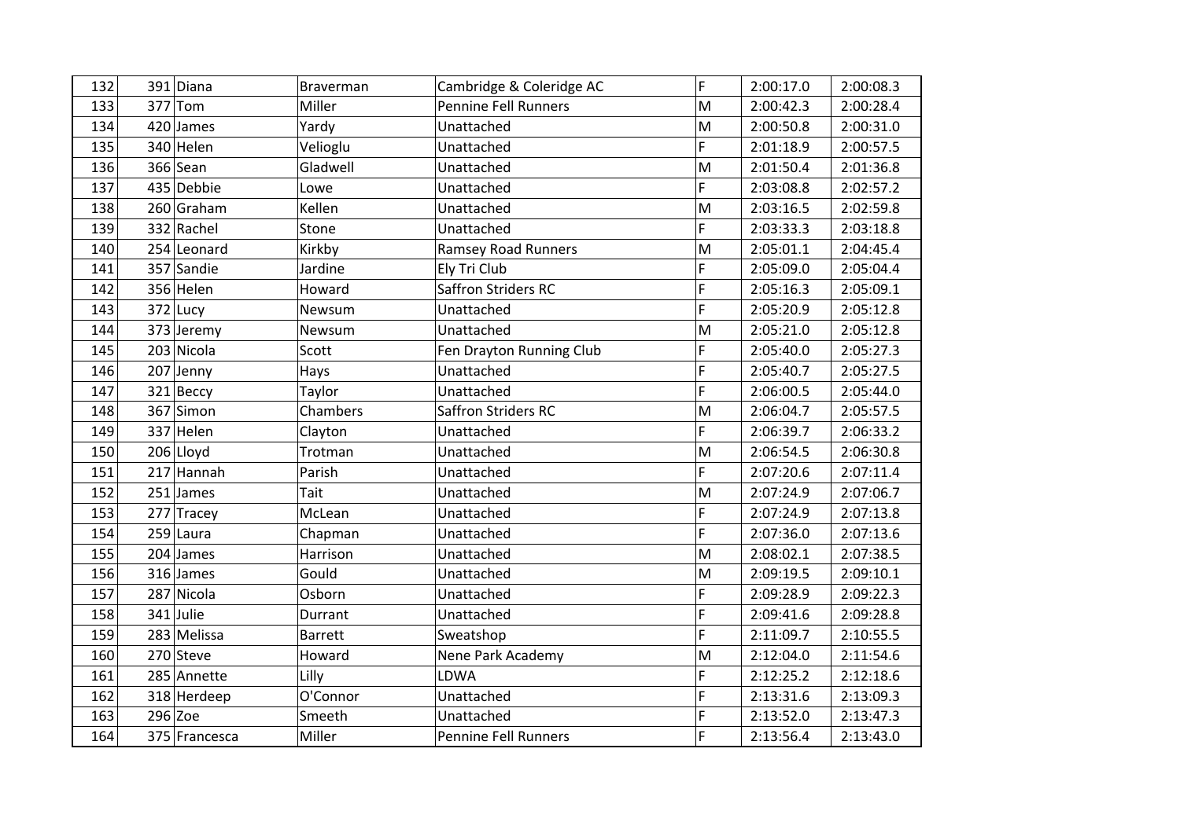| 132 | 391 | Diana | Braverman | Cambridge & Coleridge AC | F | 2:00:17.0 | 2:00:08.3 |
|---|---|---|---|---|---|---|---|
| 133 | 377 | Tom | Miller | Pennine Fell Runners | M | 2:00:42.3 | 2:00:28.4 |
| 134 | 420 | James | Yardy | Unattached | M | 2:00:50.8 | 2:00:31.0 |
| 135 | 340 | Helen | Velioglu | Unattached | F | 2:01:18.9 | 2:00:57.5 |
| 136 | 366 | Sean | Gladwell | Unattached | M | 2:01:50.4 | 2:01:36.8 |
| 137 | 435 | Debbie | Lowe | Unattached | F | 2:03:08.8 | 2:02:57.2 |
| 138 | 260 | Graham | Kellen | Unattached | M | 2:03:16.5 | 2:02:59.8 |
| 139 | 332 | Rachel | Stone | Unattached | F | 2:03:33.3 | 2:03:18.8 |
| 140 | 254 | Leonard | Kirkby | Ramsey Road Runners | M | 2:05:01.1 | 2:04:45.4 |
| 141 | 357 | Sandie | Jardine | Ely Tri Club | F | 2:05:09.0 | 2:05:04.4 |
| 142 | 356 | Helen | Howard | Saffron Striders RC | F | 2:05:16.3 | 2:05:09.1 |
| 143 | 372 | Lucy | Newsum | Unattached | F | 2:05:20.9 | 2:05:12.8 |
| 144 | 373 | Jeremy | Newsum | Unattached | M | 2:05:21.0 | 2:05:12.8 |
| 145 | 203 | Nicola | Scott | Fen Drayton Running Club | F | 2:05:40.0 | 2:05:27.3 |
| 146 | 207 | Jenny | Hays | Unattached | F | 2:05:40.7 | 2:05:27.5 |
| 147 | 321 | Beccy | Taylor | Unattached | F | 2:06:00.5 | 2:05:44.0 |
| 148 | 367 | Simon | Chambers | Saffron Striders RC | M | 2:06:04.7 | 2:05:57.5 |
| 149 | 337 | Helen | Clayton | Unattached | F | 2:06:39.7 | 2:06:33.2 |
| 150 | 206 | Lloyd | Trotman | Unattached | M | 2:06:54.5 | 2:06:30.8 |
| 151 | 217 | Hannah | Parish | Unattached | F | 2:07:20.6 | 2:07:11.4 |
| 152 | 251 | James | Tait | Unattached | M | 2:07:24.9 | 2:07:06.7 |
| 153 | 277 | Tracey | McLean | Unattached | F | 2:07:24.9 | 2:07:13.8 |
| 154 | 259 | Laura | Chapman | Unattached | F | 2:07:36.0 | 2:07:13.6 |
| 155 | 204 | James | Harrison | Unattached | M | 2:08:02.1 | 2:07:38.5 |
| 156 | 316 | James | Gould | Unattached | M | 2:09:19.5 | 2:09:10.1 |
| 157 | 287 | Nicola | Osborn | Unattached | F | 2:09:28.9 | 2:09:22.3 |
| 158 | 341 | Julie | Durrant | Unattached | F | 2:09:41.6 | 2:09:28.8 |
| 159 | 283 | Melissa | Barrett | Sweatshop | F | 2:11:09.7 | 2:10:55.5 |
| 160 | 270 | Steve | Howard | Nene Park Academy | M | 2:12:04.0 | 2:11:54.6 |
| 161 | 285 | Annette | Lilly | LDWA | F | 2:12:25.2 | 2:12:18.6 |
| 162 | 318 | Herdeep | O'Connor | Unattached | F | 2:13:31.6 | 2:13:09.3 |
| 163 | 296 | Zoe | Smeeth | Unattached | F | 2:13:52.0 | 2:13:47.3 |
| 164 | 375 | Francesca | Miller | Pennine Fell Runners | F | 2:13:56.4 | 2:13:43.0 |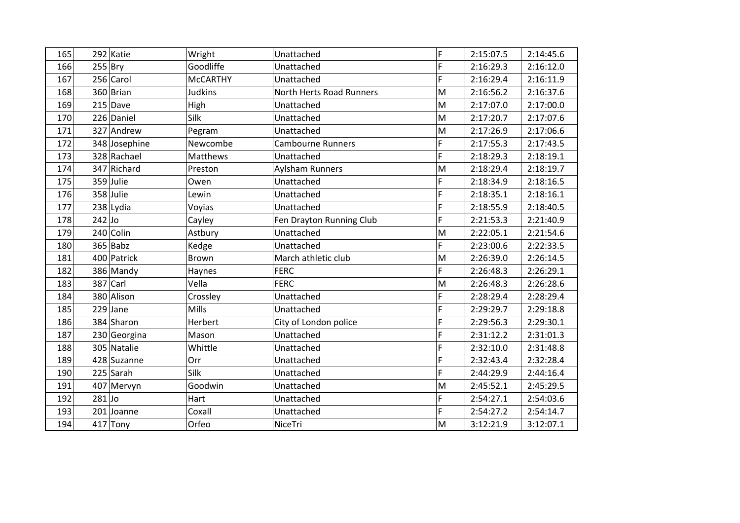| | | | | | | | |
|---|---|---|---|---|---|---|---|
| 165 | 292 | Katie | Wright | Unattached | F | 2:15:07.5 | 2:14:45.6 |
| 166 | 255 | Bry | Goodliffe | Unattached | F | 2:16:29.3 | 2:16:12.0 |
| 167 | 256 | Carol | McCARTHY | Unattached | F | 2:16:29.4 | 2:16:11.9 |
| 168 | 360 | Brian | Judkins | North Herts Road Runners | M | 2:16:56.2 | 2:16:37.6 |
| 169 | 215 | Dave | High | Unattached | M | 2:17:07.0 | 2:17:00.0 |
| 170 | 226 | Daniel | Silk | Unattached | M | 2:17:20.7 | 2:17:07.6 |
| 171 | 327 | Andrew | Pegram | Unattached | M | 2:17:26.9 | 2:17:06.6 |
| 172 | 348 | Josephine | Newcombe | Cambourne Runners | F | 2:17:55.3 | 2:17:43.5 |
| 173 | 328 | Rachael | Matthews | Unattached | F | 2:18:29.3 | 2:18:19.1 |
| 174 | 347 | Richard | Preston | Aylsham Runners | M | 2:18:29.4 | 2:18:19.7 |
| 175 | 359 | Julie | Owen | Unattached | F | 2:18:34.9 | 2:18:16.5 |
| 176 | 358 | Julie | Lewin | Unattached | F | 2:18:35.1 | 2:18:16.1 |
| 177 | 238 | Lydia | Voyias | Unattached | F | 2:18:55.9 | 2:18:40.5 |
| 178 | 242 | Jo | Cayley | Fen Drayton Running Club | F | 2:21:53.3 | 2:21:40.9 |
| 179 | 240 | Colin | Astbury | Unattached | M | 2:22:05.1 | 2:21:54.6 |
| 180 | 365 | Babz | Kedge | Unattached | F | 2:23:00.6 | 2:22:33.5 |
| 181 | 400 | Patrick | Brown | March athletic club | M | 2:26:39.0 | 2:26:14.5 |
| 182 | 386 | Mandy | Haynes | FERC | F | 2:26:48.3 | 2:26:29.1 |
| 183 | 387 | Carl | Vella | FERC | M | 2:26:48.3 | 2:26:28.6 |
| 184 | 380 | Alison | Crossley | Unattached | F | 2:28:29.4 | 2:28:29.4 |
| 185 | 229 | Jane | Mills | Unattached | F | 2:29:29.7 | 2:29:18.8 |
| 186 | 384 | Sharon | Herbert | City of London police | F | 2:29:56.3 | 2:29:30.1 |
| 187 | 230 | Georgina | Mason | Unattached | F | 2:31:12.2 | 2:31:01.3 |
| 188 | 305 | Natalie | Whittle | Unattached | F | 2:32:10.0 | 2:31:48.8 |
| 189 | 428 | Suzanne | Orr | Unattached | F | 2:32:43.4 | 2:32:28.4 |
| 190 | 225 | Sarah | Silk | Unattached | F | 2:44:29.9 | 2:44:16.4 |
| 191 | 407 | Mervyn | Goodwin | Unattached | M | 2:45:52.1 | 2:45:29.5 |
| 192 | 281 | Jo | Hart | Unattached | F | 2:54:27.1 | 2:54:03.6 |
| 193 | 201 | Joanne | Coxall | Unattached | F | 2:54:27.2 | 2:54:14.7 |
| 194 | 417 | Tony | Orfeo | NiceTri | M | 3:12:21.9 | 3:12:07.1 |